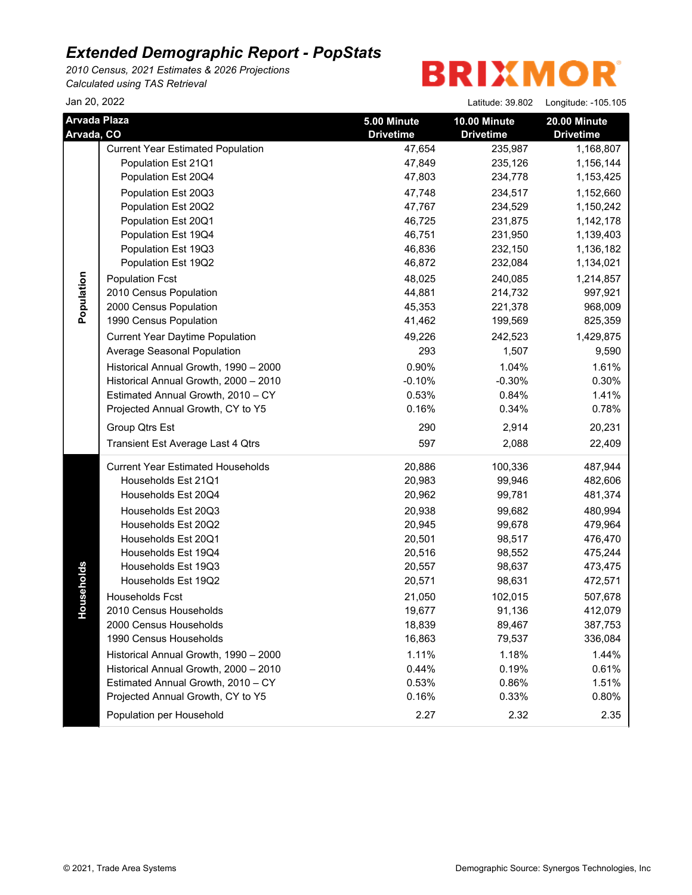# Extended Demographic Report - PopStats

*2010 Census, 2021 Estimates & 2026 Projections*
*Calculated using TAS Retrieval*

BRIXMOR

Jan 20, 2022

Latitude: 39.802 Longitude: -105.105

| Arvada Plaza Arvada, CO | | 5.00 Minute Drivetime | 10.00 Minute Drivetime | 20.00 Minute Drivetime |
|---|---|---|---|---|
| Population | Current Year Estimated Population | 47,654 | 235,987 | 1,168,807 |
| | Population Est 21Q1 | 47,849 | 235,126 | 1,156,144 |
| | Population Est 20Q4 | 47,803 | 234,778 | 1,153,425 |
| | Population Est 20Q3 | 47,748 | 234,517 | 1,152,660 |
| | Population Est 20Q2 | 47,767 | 234,529 | 1,150,242 |
| | Population Est 20Q1 | 46,725 | 231,875 | 1,142,178 |
| | Population Est 19Q4 | 46,751 | 231,950 | 1,139,403 |
| | Population Est 19Q3 | 46,836 | 232,150 | 1,136,182 |
| | Population Est 19Q2 | 46,872 | 232,084 | 1,134,021 |
| | Population Fcst | 48,025 | 240,085 | 1,214,857 |
| | 2010 Census Population | 44,881 | 214,732 | 997,921 |
| | 2000 Census Population | 45,353 | 221,378 | 968,009 |
| | 1990 Census Population | 41,462 | 199,569 | 825,359 |
| | Current Year Daytime Population | 49,226 | 242,523 | 1,429,875 |
| | Average Seasonal Population | 293 | 1,507 | 9,590 |
| | Historical Annual Growth, 1990 – 2000 | 0.90% | 1.04% | 1.61% |
| | Historical Annual Growth, 2000 – 2010 | -0.10% | -0.30% | 0.30% |
| | Estimated Annual Growth, 2010 – CY | 0.53% | 0.84% | 1.41% |
| | Projected Annual Growth, CY to Y5 | 0.16% | 0.34% | 0.78% |
| | Group Qtrs Est | 290 | 2,914 | 20,231 |
| | Transient Est Average Last 4 Qtrs | 597 | 2,088 | 22,409 |
| Households | Current Year Estimated Households | 20,886 | 100,336 | 487,944 |
| | Households Est 21Q1 | 20,983 | 99,946 | 482,606 |
| | Households Est 20Q4 | 20,962 | 99,781 | 481,374 |
| | Households Est 20Q3 | 20,938 | 99,682 | 480,994 |
| | Households Est 20Q2 | 20,945 | 99,678 | 479,964 |
| | Households Est 20Q1 | 20,501 | 98,517 | 476,470 |
| | Households Est 19Q4 | 20,516 | 98,552 | 475,244 |
| | Households Est 19Q3 | 20,557 | 98,637 | 473,475 |
| | Households Est 19Q2 | 20,571 | 98,631 | 472,571 |
| | Households Fcst | 21,050 | 102,015 | 507,678 |
| | 2010 Census Households | 19,677 | 91,136 | 412,079 |
| | 2000 Census Households | 18,839 | 89,467 | 387,753 |
| | 1990 Census Households | 16,863 | 79,537 | 336,084 |
| | Historical Annual Growth, 1990 – 2000 | 1.11% | 1.18% | 1.44% |
| | Historical Annual Growth, 2000 – 2010 | 0.44% | 0.19% | 0.61% |
| | Estimated Annual Growth, 2010 – CY | 0.53% | 0.86% | 1.51% |
| | Projected Annual Growth, CY to Y5 | 0.16% | 0.33% | 0.80% |
| | Population per Household | 2.27 | 2.32 | 2.35 |

© 2021, Trade Area Systems

Demographic Source: Synergos Technologies, Inc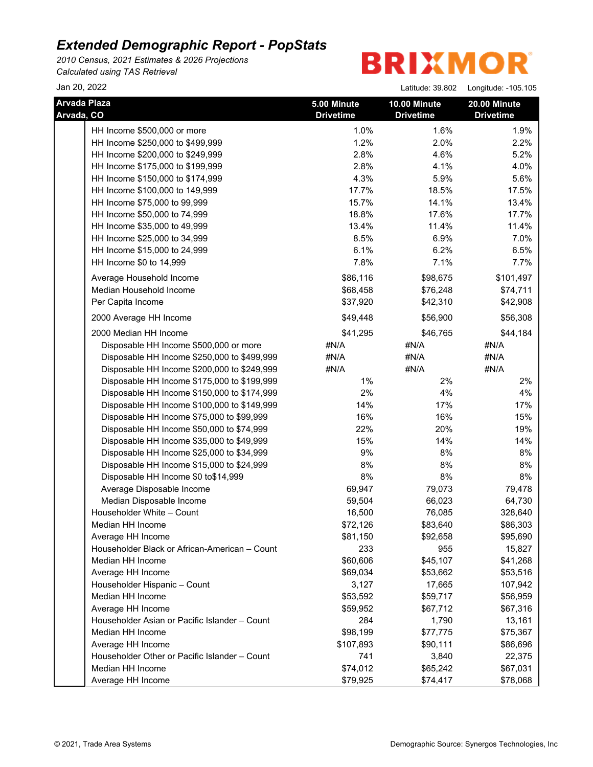# Extended Demographic Report - PopStats

*2010 Census, 2021 Estimates & 2026 Projections*
*Calculated using TAS Retrieval*

BRIXMOR

Jan 20, 2022

Latitude: 39.802 Longitude: -105.105

| Arvada Plaza Arvada, CO | 5.00 Minute Drivetime | 10.00 Minute Drivetime | 20.00 Minute Drivetime |
|---|---|---|---|
| HH Income $500,000 or more | 1.0% | 1.6% | 1.9% |
| HH Income $250,000 to $499,999 | 1.2% | 2.0% | 2.2% |
| HH Income $200,000 to $249,999 | 2.8% | 4.6% | 5.2% |
| HH Income $175,000 to $199,999 | 2.8% | 4.1% | 4.0% |
| HH Income $150,000 to $174,999 | 4.3% | 5.9% | 5.6% |
| HH Income $100,000 to 149,999 | 17.7% | 18.5% | 17.5% |
| HH Income $75,000 to 99,999 | 15.7% | 14.1% | 13.4% |
| HH Income $50,000 to 74,999 | 18.8% | 17.6% | 17.7% |
| HH Income $35,000 to 49,999 | 13.4% | 11.4% | 11.4% |
| HH Income $25,000 to 34,999 | 8.5% | 6.9% | 7.0% |
| HH Income $15,000 to 24,999 | 6.1% | 6.2% | 6.5% |
| HH Income $0 to 14,999 | 7.8% | 7.1% | 7.7% |
| Average Household Income | $86,116 | $98,675 | $101,497 |
| Median Household Income | $68,458 | $76,248 | $74,711 |
| Per Capita Income | $37,920 | $42,310 | $42,908 |
| 2000 Average HH Income | $49,448 | $56,900 | $56,308 |
| 2000 Median HH Income | $41,295 | $46,765 | $44,184 |
| Disposable HH Income $500,000 or more | #N/A | #N/A | #N/A |
| Disposable HH Income $250,000 to $499,999 | #N/A | #N/A | #N/A |
| Disposable HH Income $200,000 to $249,999 | #N/A | #N/A | #N/A |
| Disposable HH Income $175,000 to $199,999 | 1% | 2% | 2% |
| Disposable HH Income $150,000 to $174,999 | 2% | 4% | 4% |
| Disposable HH Income $100,000 to $149,999 | 14% | 17% | 17% |
| Disposable HH Income $75,000 to $99,999 | 16% | 16% | 15% |
| Disposable HH Income $50,000 to $74,999 | 22% | 20% | 19% |
| Disposable HH Income $35,000 to $49,999 | 15% | 14% | 14% |
| Disposable HH Income $25,000 to $34,999 | 9% | 8% | 8% |
| Disposable HH Income $15,000 to $24,999 | 8% | 8% | 8% |
| Disposable HH Income $0 to$14,999 | 8% | 8% | 8% |
| Average Disposable Income | 69,947 | 79,073 | 79,478 |
| Median Disposable Income | 59,504 | 66,023 | 64,730 |
| Householder White – Count | 16,500 | 76,085 | 328,640 |
| Median HH Income | $72,126 | $83,640 | $86,303 |
| Average HH Income | $81,150 | $92,658 | $95,690 |
| Householder Black or African-American – Count | 233 | 955 | 15,827 |
| Median HH Income | $60,606 | $45,107 | $41,268 |
| Average HH Income | $69,034 | $53,662 | $53,516 |
| Householder Hispanic – Count | 3,127 | 17,665 | 107,942 |
| Median HH Income | $53,592 | $59,717 | $56,959 |
| Average HH Income | $59,952 | $67,712 | $67,316 |
| Householder Asian or Pacific Islander – Count | 284 | 1,790 | 13,161 |
| Median HH Income | $98,199 | $77,775 | $75,367 |
| Average HH Income | $107,893 | $90,111 | $86,696 |
| Householder Other or Pacific Islander – Count | 741 | 3,840 | 22,375 |
| Median HH Income | $74,012 | $65,242 | $67,031 |
| Average HH Income | $79,925 | $74,417 | $78,068 |

© 2021, Trade Area Systems

Demographic Source: Synergos Technologies, Inc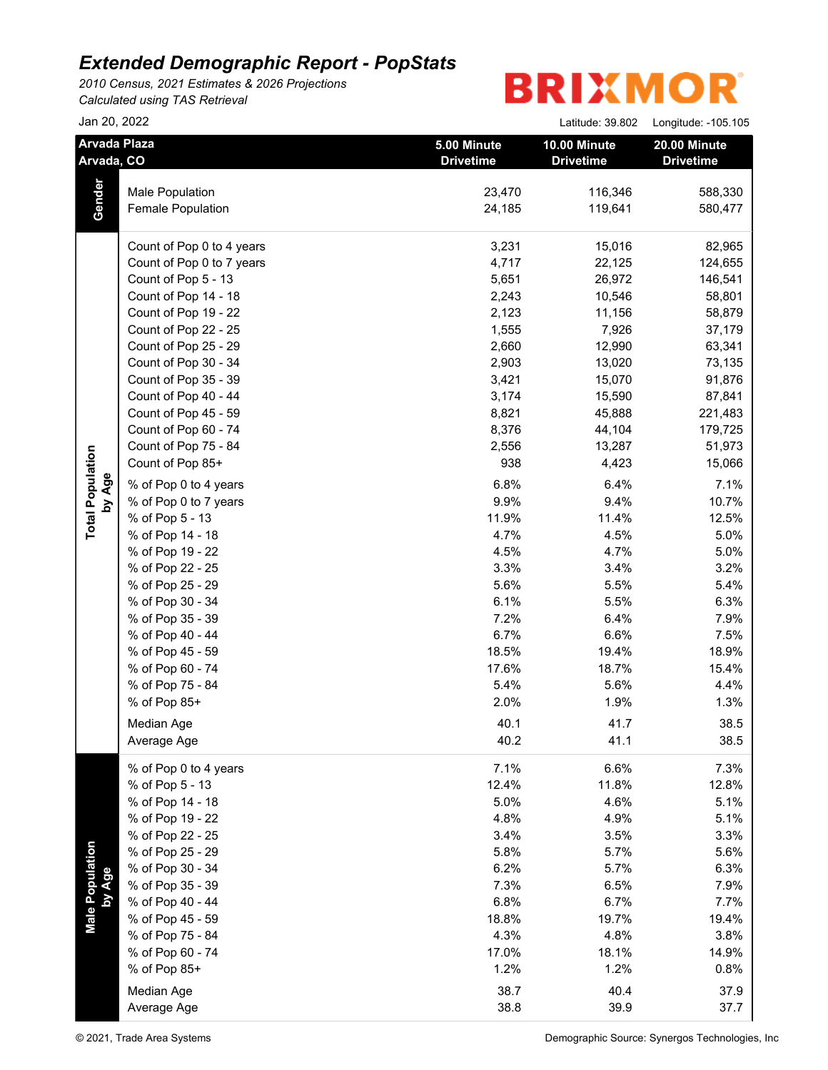# Extended Demographic Report - PopStats

*2010 Census, 2021 Estimates & 2026 Projections*
*Calculated using TAS Retrieval*

BRIXMOR

Jan 20, 2022

Latitude: 39.802 Longitude: -105.105

| Arvada Plaza Arvada, CO | | 5.00 Minute Drivetime | 10.00 Minute Drivetime | 20.00 Minute Drivetime |
|---|---|---|---|---|
| **Gender** | Male Population | 23,470 | 116,346 | 588,330 |
| | Female Population | 24,185 | 119,641 | 580,477 |
| **Total Population by Age** | Count of Pop 0 to 4 years | 3,231 | 15,016 | 82,965 |
| | Count of Pop 0 to 7 years | 4,717 | 22,125 | 124,655 |
| | Count of Pop 5 - 13 | 5,651 | 26,972 | 146,541 |
| | Count of Pop 14 - 18 | 2,243 | 10,546 | 58,801 |
| | Count of Pop 19 - 22 | 2,123 | 11,156 | 58,879 |
| | Count of Pop 22 - 25 | 1,555 | 7,926 | 37,179 |
| | Count of Pop 25 - 29 | 2,660 | 12,990 | 63,341 |
| | Count of Pop 30 - 34 | 2,903 | 13,020 | 73,135 |
| | Count of Pop 35 - 39 | 3,421 | 15,070 | 91,876 |
| | Count of Pop 40 - 44 | 3,174 | 15,590 | 87,841 |
| | Count of Pop 45 - 59 | 8,821 | 45,888 | 221,483 |
| | Count of Pop 60 - 74 | 8,376 | 44,104 | 179,725 |
| | Count of Pop 75 - 84 | 2,556 | 13,287 | 51,973 |
| | Count of Pop 85+ | 938 | 4,423 | 15,066 |
| | % of Pop 0 to 4 years | 6.8% | 6.4% | 7.1% |
| | % of Pop 0 to 7 years | 9.9% | 9.4% | 10.7% |
| | % of Pop 5 - 13 | 11.9% | 11.4% | 12.5% |
| | % of Pop 14 - 18 | 4.7% | 4.5% | 5.0% |
| | % of Pop 19 - 22 | 4.5% | 4.7% | 5.0% |
| | % of Pop 22 - 25 | 3.3% | 3.4% | 3.2% |
| | % of Pop 25 - 29 | 5.6% | 5.5% | 5.4% |
| | % of Pop 30 - 34 | 6.1% | 5.5% | 6.3% |
| | % of Pop 35 - 39 | 7.2% | 6.4% | 7.9% |
| | % of Pop 40 - 44 | 6.7% | 6.6% | 7.5% |
| | % of Pop 45 - 59 | 18.5% | 19.4% | 18.9% |
| | % of Pop 60 - 74 | 17.6% | 18.7% | 15.4% |
| | % of Pop 75 - 84 | 5.4% | 5.6% | 4.4% |
| | % of Pop 85+ | 2.0% | 1.9% | 1.3% |
| | Median Age | 40.1 | 41.7 | 38.5 |
| | Average Age | 40.2 | 41.1 | 38.5 |
| **Male Population by Age** | % of Pop 0 to 4 years | 7.1% | 6.6% | 7.3% |
| | % of Pop 5 - 13 | 12.4% | 11.8% | 12.8% |
| | % of Pop 14 - 18 | 5.0% | 4.6% | 5.1% |
| | % of Pop 19 - 22 | 4.8% | 4.9% | 5.1% |
| | % of Pop 22 - 25 | 3.4% | 3.5% | 3.3% |
| | % of Pop 25 - 29 | 5.8% | 5.7% | 5.6% |
| | % of Pop 30 - 34 | 6.2% | 5.7% | 6.3% |
| | % of Pop 35 - 39 | 7.3% | 6.5% | 7.9% |
| | % of Pop 40 - 44 | 6.8% | 6.7% | 7.7% |
| | % of Pop 45 - 59 | 18.8% | 19.7% | 19.4% |
| | % of Pop 75 - 84 | 4.3% | 4.8% | 3.8% |
| | % of Pop 60 - 74 | 17.0% | 18.1% | 14.9% |
| | % of Pop 85+ | 1.2% | 1.2% | 0.8% |
| | Median Age | 38.7 | 40.4 | 37.9 |
| | Average Age | 38.8 | 39.9 | 37.7 |

© 2021, Trade Area Systems

Demographic Source: Synergos Technologies, Inc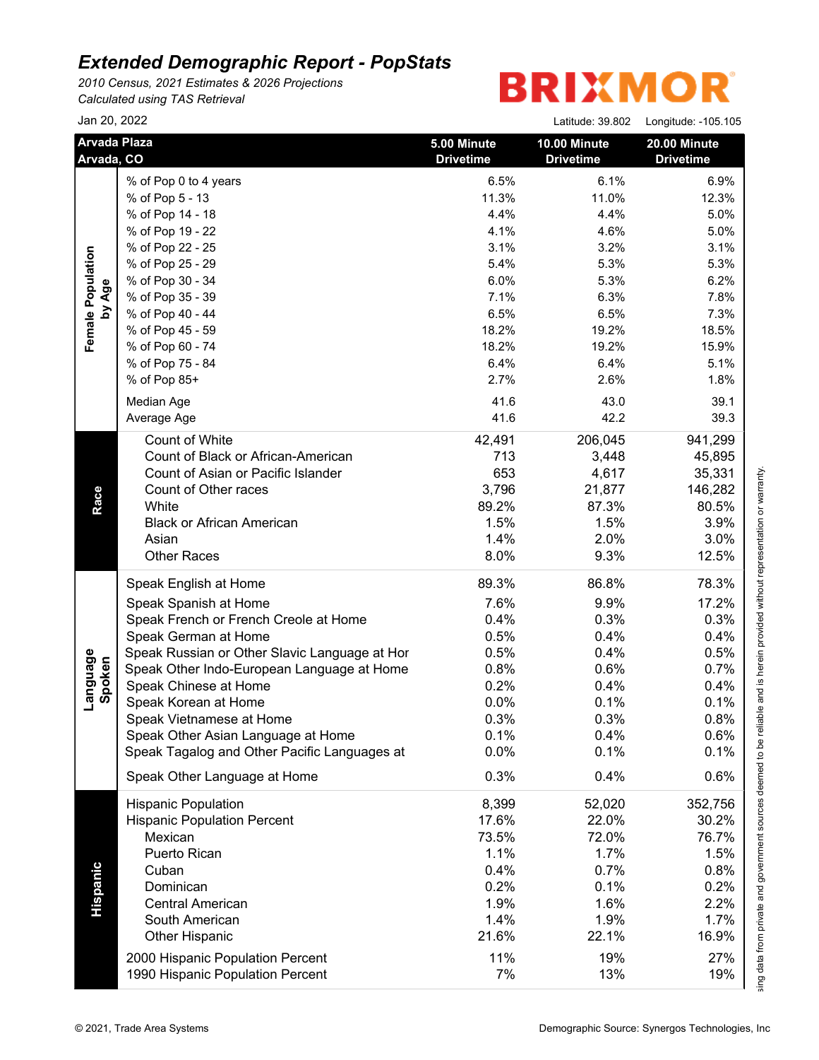# Extended Demographic Report - PopStats

*2010 Census, 2021 Estimates & 2026 Projections*
*Calculated using TAS Retrieval*

BRIXMOR

Jan 20, 2022

Latitude: 39.802 Longitude: -105.105

| Arvada Plaza Arvada, CO | | 5.00 Minute Drivetime | 10.00 Minute Drivetime | 20.00 Minute Drivetime |
|---|---|---|---|---|
| **Female Population by Age** | % of Pop 0 to 4 years | 6.5% | 6.1% | 6.9% |
| | % of Pop 5 - 13 | 11.3% | 11.0% | 12.3% |
| | % of Pop 14 - 18 | 4.4% | 4.4% | 5.0% |
| | % of Pop 19 - 22 | 4.1% | 4.6% | 5.0% |
| | % of Pop 22 - 25 | 3.1% | 3.2% | 3.1% |
| | % of Pop 25 - 29 | 5.4% | 5.3% | 5.3% |
| | % of Pop 30 - 34 | 6.0% | 5.3% | 6.2% |
| | % of Pop 35 - 39 | 7.1% | 6.3% | 7.8% |
| | % of Pop 40 - 44 | 6.5% | 6.5% | 7.3% |
| | % of Pop 45 - 59 | 18.2% | 19.2% | 18.5% |
| | % of Pop 60 - 74 | 18.2% | 19.2% | 15.9% |
| | % of Pop 75 - 84 | 6.4% | 6.4% | 5.1% |
| | % of Pop 85+ | 2.7% | 2.6% | 1.8% |
| | Median Age | 41.6 | 43.0 | 39.1 |
| | Average Age | 41.6 | 42.2 | 39.3 |
| **Race** | Count of White | 42,491 | 206,045 | 941,299 |
| | Count of Black or African-American | 713 | 3,448 | 45,895 |
| | Count of Asian or Pacific Islander | 653 | 4,617 | 35,331 |
| | Count of Other races | 3,796 | 21,877 | 146,282 |
| | White | 89.2% | 87.3% | 80.5% |
| | Black or African American | 1.5% | 1.5% | 3.9% |
| | Asian | 1.4% | 2.0% | 3.0% |
| | Other Races | 8.0% | 9.3% | 12.5% |
| **Language Spoken** | Speak English at Home | 89.3% | 86.8% | 78.3% |
| | Speak Spanish at Home | 7.6% | 9.9% | 17.2% |
| | Speak French or French Creole at Home | 0.4% | 0.3% | 0.3% |
| | Speak German at Home | 0.5% | 0.4% | 0.4% |
| | Speak Russian or Other Slavic Language at Hor | 0.5% | 0.4% | 0.5% |
| | Speak Other Indo-European Language at Home | 0.8% | 0.6% | 0.7% |
| | Speak Chinese at Home | 0.2% | 0.4% | 0.4% |
| | Speak Korean at Home | 0.0% | 0.1% | 0.1% |
| | Speak Vietnamese at Home | 0.3% | 0.3% | 0.8% |
| | Speak Other Asian Language at Home | 0.1% | 0.4% | 0.6% |
| | Speak Tagalog and Other Pacific Languages at | 0.0% | 0.1% | 0.1% |
| | Speak Other Language at Home | 0.3% | 0.4% | 0.6% |
| **Hispanic** | Hispanic Population | 8,399 | 52,020 | 352,756 |
| | Hispanic Population Percent | 17.6% | 22.0% | 30.2% |
| | Mexican | 73.5% | 72.0% | 76.7% |
| | Puerto Rican | 1.1% | 1.7% | 1.5% |
| | Cuban | 0.4% | 0.7% | 0.8% |
| | Dominican | 0.2% | 0.1% | 0.2% |
| | Central American | 1.9% | 1.6% | 2.2% |
| | South American | 1.4% | 1.9% | 1.7% |
| | Other Hispanic | 21.6% | 22.1% | 16.9% |
| | 2000 Hispanic Population Percent | 11% | 19% | 27% |
| | 1990 Hispanic Population Percent | 7% | 13% | 19% |

sing data from private and government sources deemed to be reliable and is herein provided without representation or warranty.

© 2021, Trade Area Systems

Demographic Source: Synergos Technologies, Inc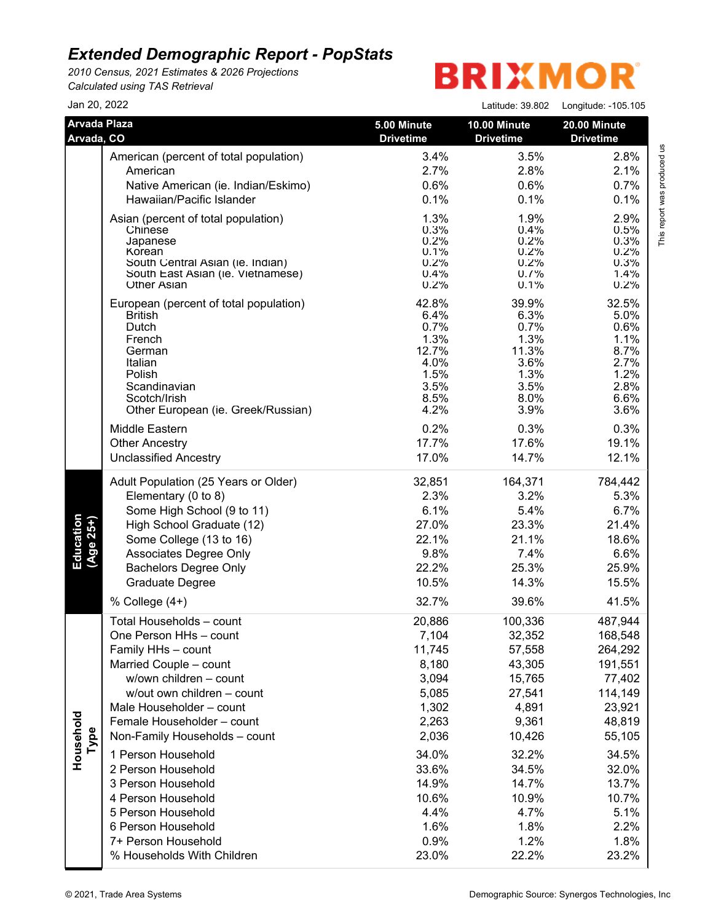# Extended Demographic Report - PopStats

*2010 Census, 2021 Estimates & 2026 Projections*
*Calculated using TAS Retrieval*

BRIXMOR

Jan 20, 2022

Latitude: 39.802 Longitude: -105.105

| Arvada Plaza Arvada, CO | | 5.00 Minute Drivetime | 10.00 Minute Drivetime | 20.00 Minute Drivetime |
|---|---|---|---|---|
| | American (percent of total population) | 3.4% | 3.5% | 2.8% |
| | American | 2.7% | 2.8% | 2.1% |
| | Native American (ie. Indian/Eskimo) | 0.6% | 0.6% | 0.7% |
| | Hawaiian/Pacific Islander | 0.1% | 0.1% | 0.1% |
| | Asian (percent of total population) | 1.3% | 1.9% | 2.9% |
| | Chinese | 0.3% | 0.4% | 0.5% |
| | Japanese | 0.2% | 0.2% | 0.3% |
| | Korean | 0.1% | 0.2% | 0.2% |
| | South Central Asian (ie. Indian) | 0.2% | 0.2% | 0.3% |
| | South East Asian (ie. Vietnamese) | 0.4% | 0.7% | 1.4% |
| | Other Asian | 0.2% | 0.1% | 0.2% |
| | European (percent of total population) | 42.8% | 39.9% | 32.5% |
| | British | 6.4% | 6.3% | 5.0% |
| | Dutch | 0.7% | 0.7% | 0.6% |
| | French | 1.3% | 1.3% | 1.1% |
| | German | 12.7% | 11.3% | 8.7% |
| | Italian | 4.0% | 3.6% | 2.7% |
| | Polish | 1.5% | 1.3% | 1.2% |
| | Scandinavian | 3.5% | 3.5% | 2.8% |
| | Scotch/Irish | 8.5% | 8.0% | 6.6% |
| | Other European (ie. Greek/Russian) | 4.2% | 3.9% | 3.6% |
| | Middle Eastern | 0.2% | 0.3% | 0.3% |
| | Other Ancestry | 17.7% | 17.6% | 19.1% |
| | Unclassified Ancestry | 17.0% | 14.7% | 12.1% |
| Education (Age 25+) | Adult Population (25 Years or Older) | 32,851 | 164,371 | 784,442 |
| | Elementary (0 to 8) | 2.3% | 3.2% | 5.3% |
| | Some High School (9 to 11) | 6.1% | 5.4% | 6.7% |
| | High School Graduate (12) | 27.0% | 23.3% | 21.4% |
| | Some College (13 to 16) | 22.1% | 21.1% | 18.6% |
| | Associates Degree Only | 9.8% | 7.4% | 6.6% |
| | Bachelors Degree Only | 22.2% | 25.3% | 25.9% |
| | Graduate Degree | 10.5% | 14.3% | 15.5% |
| | % College (4+) | 32.7% | 39.6% | 41.5% |
| Household Type | Total Households – count | 20,886 | 100,336 | 487,944 |
| | One Person HHs – count | 7,104 | 32,352 | 168,548 |
| | Family HHs – count | 11,745 | 57,558 | 264,292 |
| | Married Couple – count | 8,180 | 43,305 | 191,551 |
| | w/own children – count | 3,094 | 15,765 | 77,402 |
| | w/out own children – count | 5,085 | 27,541 | 114,149 |
| | Male Householder – count | 1,302 | 4,891 | 23,921 |
| | Female Householder – count | 2,263 | 9,361 | 48,819 |
| | Non-Family Households – count | 2,036 | 10,426 | 55,105 |
| | 1 Person Household | 34.0% | 32.2% | 34.5% |
| | 2 Person Household | 33.6% | 34.5% | 32.0% |
| | 3 Person Household | 14.9% | 14.7% | 13.7% |
| | 4 Person Household | 10.6% | 10.9% | 10.7% |
| | 5 Person Household | 4.4% | 4.7% | 5.1% |
| | 6 Person Household | 1.6% | 1.8% | 2.2% |
| | 7+ Person Household | 0.9% | 1.2% | 1.8% |
| | % Households With Children | 23.0% | 22.2% | 23.2% |

This report was produced us

© 2021, Trade Area Systems

Demographic Source: Synergos Technologies, Inc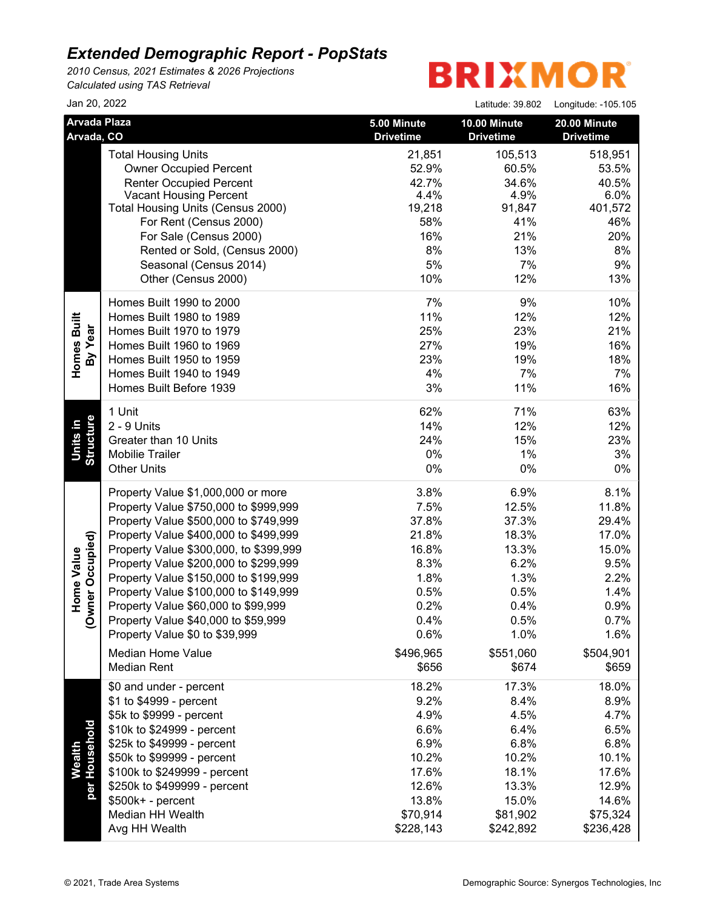# Extended Demographic Report - PopStats

*2010 Census, 2021 Estimates & 2026 Projections*
*Calculated using TAS Retrieval*

BRIXMOR

Jan 20, 2022

Latitude: 39.802 Longitude: -105.105

| Arvada Plaza<br>Arvada, CO | | 5.00 Minute Drivetime | 10.00 Minute Drivetime | 20.00 Minute Drivetime |
|---|---|---|---|---|
| | Total Housing Units | 21,851 | 105,513 | 518,951 |
| | Owner Occupied Percent | 52.9% | 60.5% | 53.5% |
| | Renter Occupied Percent | 42.7% | 34.6% | 40.5% |
| | Vacant Housing Percent | 4.4% | 4.9% | 6.0% |
| | Total Housing Units (Census 2000) | 19,218 | 91,847 | 401,572 |
| | For Rent (Census 2000) | 58% | 41% | 46% |
| | For Sale (Census 2000) | 16% | 21% | 20% |
| | Rented or Sold, (Census 2000) | 8% | 13% | 8% |
| | Seasonal (Census 2014) | 5% | 7% | 9% |
| | Other (Census 2000) | 10% | 12% | 13% |
| Homes Built By Year | Homes Built 1990 to 2000 | 7% | 9% | 10% |
| | Homes Built 1980 to 1989 | 11% | 12% | 12% |
| | Homes Built 1970 to 1979 | 25% | 23% | 21% |
| | Homes Built 1960 to 1969 | 27% | 19% | 16% |
| | Homes Built 1950 to 1959 | 23% | 19% | 18% |
| | Homes Built 1940 to 1949 | 4% | 7% | 7% |
| | Homes Built Before 1939 | 3% | 11% | 16% |
| Units in Structure | 1 Unit | 62% | 71% | 63% |
| | 2 - 9 Units | 14% | 12% | 12% |
| | Greater than 10 Units | 24% | 15% | 23% |
| | Mobilie Trailer | 0% | 1% | 3% |
| | Other Units | 0% | 0% | 0% |
| Home Value (Owner Occupied) | Property Value $1,000,000 or more | 3.8% | 6.9% | 8.1% |
| | Property Value $750,000 to $999,999 | 7.5% | 12.5% | 11.8% |
| | Property Value $500,000 to $749,999 | 37.8% | 37.3% | 29.4% |
| | Property Value $400,000 to $499,999 | 21.8% | 18.3% | 17.0% |
| | Property Value $300,000, to $399,999 | 16.8% | 13.3% | 15.0% |
| | Property Value $200,000 to $299,999 | 8.3% | 6.2% | 9.5% |
| | Property Value $150,000 to $199,999 | 1.8% | 1.3% | 2.2% |
| | Property Value $100,000 to $149,999 | 0.5% | 0.5% | 1.4% |
| | Property Value $60,000 to $99,999 | 0.2% | 0.4% | 0.9% |
| | Property Value $40,000 to $59,999 | 0.4% | 0.5% | 0.7% |
| | Property Value $0 to $39,999 | 0.6% | 1.0% | 1.6% |
| | Median Home Value | $496,965 | $551,060 | $504,901 |
| | Median Rent | $656 | $674 | $659 |
| Wealth per Household | $0 and under - percent | 18.2% | 17.3% | 18.0% |
| | $1 to $4999 - percent | 9.2% | 8.4% | 8.9% |
| | $5k to $9999 - percent | 4.9% | 4.5% | 4.7% |
| | $10k to $24999 - percent | 6.6% | 6.4% | 6.5% |
| | $25k to $49999 - percent | 6.9% | 6.8% | 6.8% |
| | $50k to $99999 - percent | 10.2% | 10.2% | 10.1% |
| | $100k to $249999 - percent | 17.6% | 18.1% | 17.6% |
| | $250k to $499999 - percent | 12.6% | 13.3% | 12.9% |
| | $500k+ - percent | 13.8% | 15.0% | 14.6% |
| | Median HH Wealth | $70,914 | $81,902 | $75,324 |
| | Avg HH Wealth | $228,143 | $242,892 | $236,428 |

© 2021, Trade Area Systems

Demographic Source: Synergos Technologies, Inc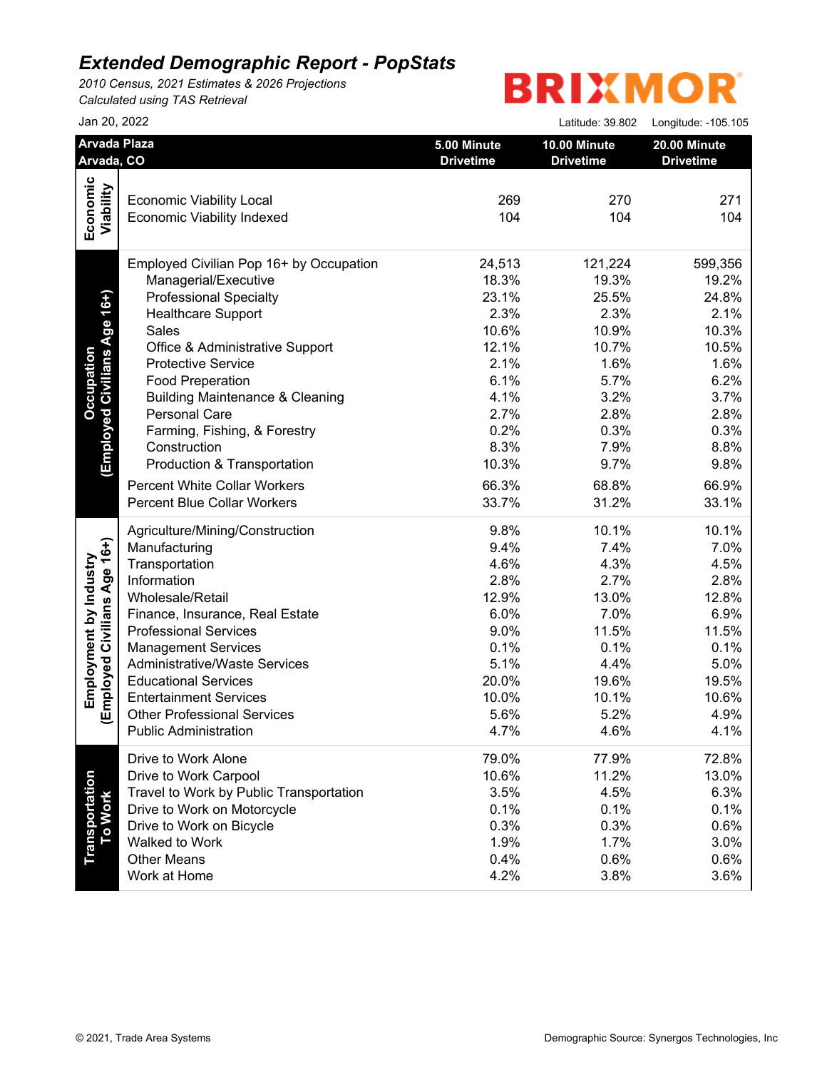# Extended Demographic Report - PopStats

*2010 Census, 2021 Estimates & 2026 Projections*
*Calculated using TAS Retrieval*

BRIXMOR

Jan 20, 2022

Latitude: 39.802 Longitude: -105.105

| Arvada Plaza<br>Arvada, CO | | 5.00 Minute Drivetime | 10.00 Minute Drivetime | 20.00 Minute Drivetime |
|---|---|---|---|---|
| Economic Viability | Economic Viability Local | 269 | 270 | 271 |
| | Economic Viability Indexed | 104 | 104 | 104 |
| Occupation (Employed Civilians Age 16+) | Employed Civilian Pop 16+ by Occupation | 24,513 | 121,224 | 599,356 |
| | Managerial/Executive | 18.3% | 19.3% | 19.2% |
| | Professional Specialty | 23.1% | 25.5% | 24.8% |
| | Healthcare Support | 2.3% | 2.3% | 2.1% |
| | Sales | 10.6% | 10.9% | 10.3% |
| | Office & Administrative Support | 12.1% | 10.7% | 10.5% |
| | Protective Service | 2.1% | 1.6% | 1.6% |
| | Food Preperation | 6.1% | 5.7% | 6.2% |
| | Building Maintenance & Cleaning | 4.1% | 3.2% | 3.7% |
| | Personal Care | 2.7% | 2.8% | 2.8% |
| | Farming, Fishing, & Forestry | 0.2% | 0.3% | 0.3% |
| | Construction | 8.3% | 7.9% | 8.8% |
| | Production & Transportation | 10.3% | 9.7% | 9.8% |
| | Percent White Collar Workers | 66.3% | 68.8% | 66.9% |
| | Percent Blue Collar Workers | 33.7% | 31.2% | 33.1% |
| Employment by Industry (Employed Civilians Age 16+) | Agriculture/Mining/Construction | 9.8% | 10.1% | 10.1% |
| | Manufacturing | 9.4% | 7.4% | 7.0% |
| | Transportation | 4.6% | 4.3% | 4.5% |
| | Information | 2.8% | 2.7% | 2.8% |
| | Wholesale/Retail | 12.9% | 13.0% | 12.8% |
| | Finance, Insurance, Real Estate | 6.0% | 7.0% | 6.9% |
| | Professional Services | 9.0% | 11.5% | 11.5% |
| | Management Services | 0.1% | 0.1% | 0.1% |
| | Administrative/Waste Services | 5.1% | 4.4% | 5.0% |
| | Educational Services | 20.0% | 19.6% | 19.5% |
| | Entertainment Services | 10.0% | 10.1% | 10.6% |
| | Other Professional Services | 5.6% | 5.2% | 4.9% |
| | Public Administration | 4.7% | 4.6% | 4.1% |
| Transportation To Work | Drive to Work Alone | 79.0% | 77.9% | 72.8% |
| | Drive to Work Carpool | 10.6% | 11.2% | 13.0% |
| | Travel to Work by Public Transportation | 3.5% | 4.5% | 6.3% |
| | Drive to Work on Motorcycle | 0.1% | 0.1% | 0.1% |
| | Drive to Work on Bicycle | 0.3% | 0.3% | 0.6% |
| | Walked to Work | 1.9% | 1.7% | 3.0% |
| | Other Means | 0.4% | 0.6% | 0.6% |
| | Work at Home | 4.2% | 3.8% | 3.6% |

© 2021, Trade Area Systems

Demographic Source: Synergos Technologies, Inc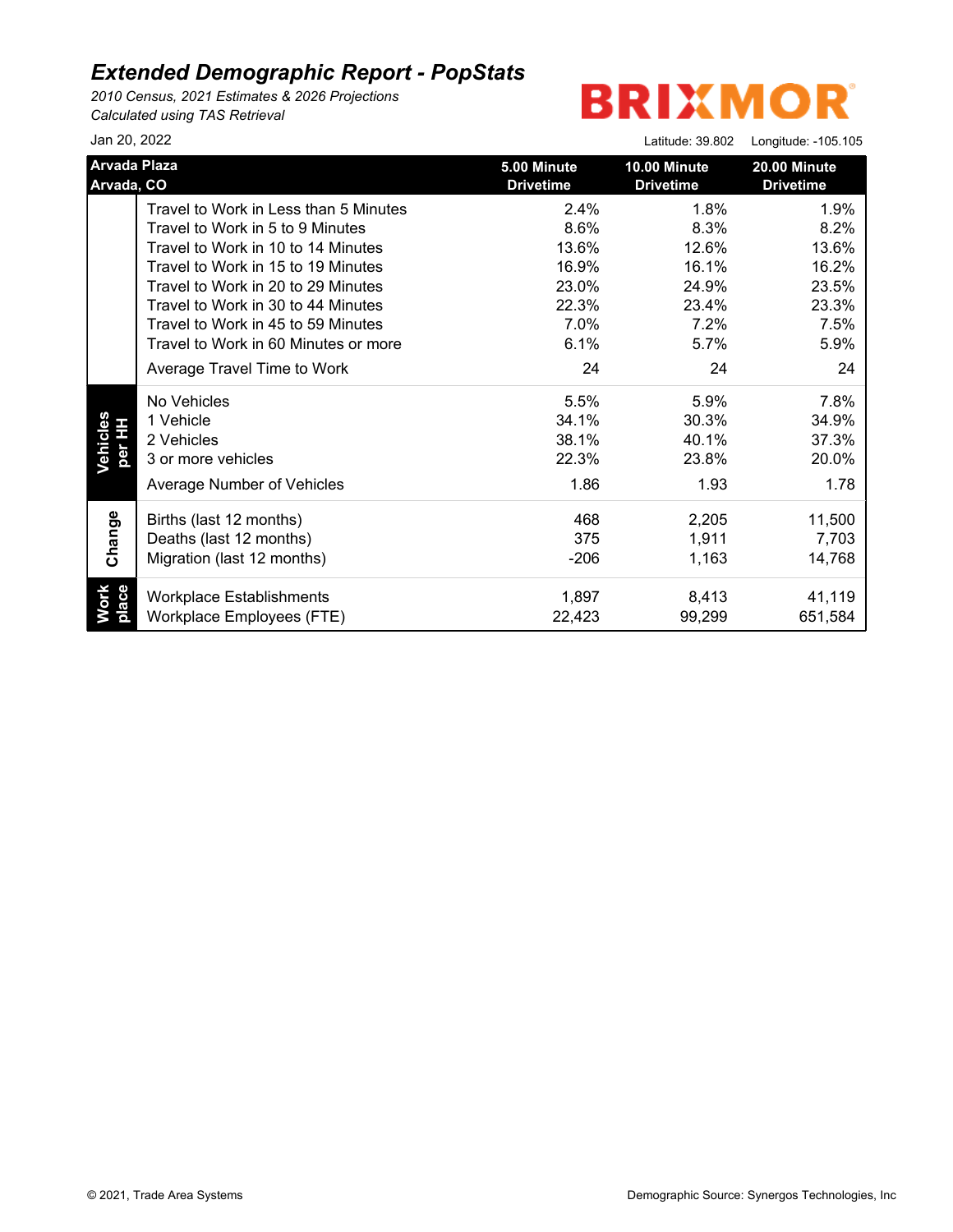# *Extended Demographic Report - PopStats*

*2010 Census, 2021 Estimates & 2026 Projections*
*Calculated using TAS Retrieval*

BRIXMOR

Jan 20, 2022

Latitude: 39.802 Longitude: -105.105

| Arvada Plaza Arvada, CO | | 5.00 Minute Drivetime | 10.00 Minute Drivetime | 20.00 Minute Drivetime |
|---|---|---|---|---|
| | Travel to Work in Less than 5 Minutes | 2.4% | 1.8% | 1.9% |
| | Travel to Work in 5 to 9 Minutes | 8.6% | 8.3% | 8.2% |
| | Travel to Work in 10 to 14 Minutes | 13.6% | 12.6% | 13.6% |
| | Travel to Work in 15 to 19 Minutes | 16.9% | 16.1% | 16.2% |
| | Travel to Work in 20 to 29 Minutes | 23.0% | 24.9% | 23.5% |
| | Travel to Work in 30 to 44 Minutes | 22.3% | 23.4% | 23.3% |
| | Travel to Work in 45 to 59 Minutes | 7.0% | 7.2% | 7.5% |
| | Travel to Work in 60 Minutes or more | 6.1% | 5.7% | 5.9% |
| | Average Travel Time to Work | 24 | 24 | 24 |
| Vehicles per HH | No Vehicles | 5.5% | 5.9% | 7.8% |
| | 1 Vehicle | 34.1% | 30.3% | 34.9% |
| | 2 Vehicles | 38.1% | 40.1% | 37.3% |
| | 3 or more vehicles | 22.3% | 23.8% | 20.0% |
| | Average Number of Vehicles | 1.86 | 1.93 | 1.78 |
| Change | Births (last 12 months) | 468 | 2,205 | 11,500 |
| | Deaths (last 12 months) | 375 | 1,911 | 7,703 |
| | Migration (last 12 months) | -206 | 1,163 | 14,768 |
| Work place | Workplace Establishments | 1,897 | 8,413 | 41,119 |
| | Workplace Employees (FTE) | 22,423 | 99,299 | 651,584 |

© 2021, Trade Area Systems

Demographic Source: Synergos Technologies, Inc